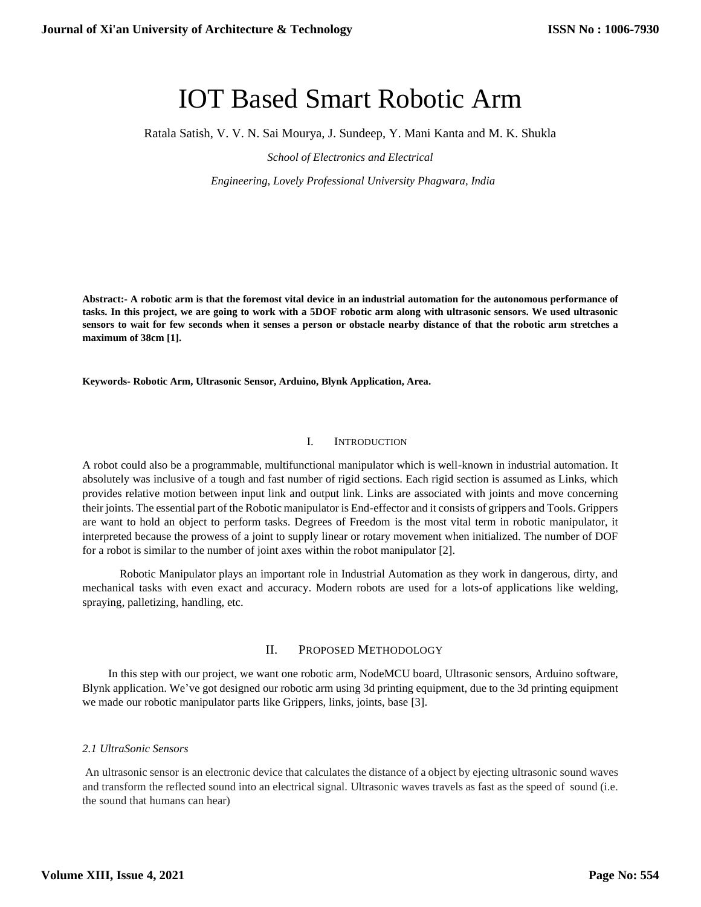# IOT Based Smart Robotic Arm

Ratala Satish, V. V. N. Sai Mourya, J. Sundeep, Y. Mani Kanta and M. K. Shukla

*School of Electronics and Electrical*

*Engineering, Lovely Professional University Phagwara, India*

**Abstract:- A robotic arm is that the foremost vital device in an industrial automation for the autonomous performance of tasks. In this project, we are going to work with a 5DOF robotic arm along with ultrasonic sensors. We used ultrasonic sensors to wait for few seconds when it senses a person or obstacle nearby distance of that the robotic arm stretches a maximum of 38cm [1].**

**Keywords- Robotic Arm, Ultrasonic Sensor, Arduino, Blynk Application, Area.**

## I. Introduction

A robot could also be a programmable, multifunctional manipulator which is well-known in industrial automation. It absolutely was inclusive of a tough and fast number of rigid sections. Each rigid section is assumed as Links, which provides relative motion between input link and output link. Links are associated with joints and move concerning their joints. The essential part of the Robotic manipulator is End-effector and it consists of grippers and Tools. Grippers are want to hold an object to perform tasks. Degrees of Freedom is the most vital term in robotic manipulator, it interpreted because the prowess of a joint to supply linear or rotary movement when initialized. The number of DOF for a robot is similar to the number of joint axes within the robot manipulator [2].

Robotic Manipulator plays an important role in Industrial Automation as they work in dangerous, dirty, and mechanical tasks with even exact and accuracy. Modern robots are used for a lots-of applications like welding, spraying, palletizing, handling, etc.

## II. Proposed Methodology

In this step with our project, we want one robotic arm, NodeMCU board, Ultrasonic sensors, Arduino software, Blynk application. We've got designed our robotic arm using 3d printing equipment, due to the 3d printing equipment we made our robotic manipulator parts like Grippers, links, joints, base [3].

### *2.1 UltraSonic Sensors*

An ultrasonic sensor is an electronic device that calculates the distance of a object by ejecting ultrasonic sound waves and transform the reflected sound into an electrical signal. Ultrasonic waves travels as fast as the speed of sound (i.e. the sound that humans can hear)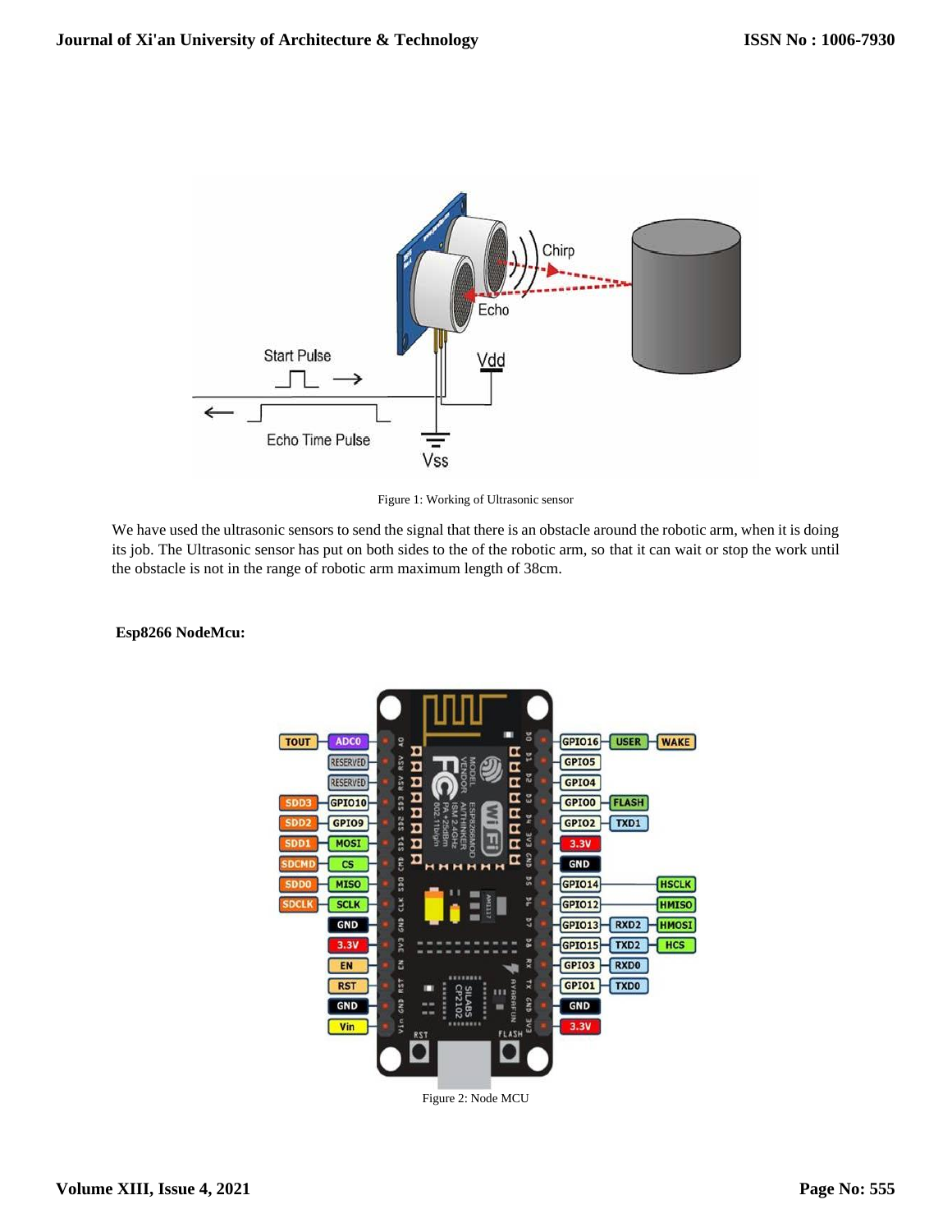Figure 1: Working of Ultrasonic sensor

We have used the ultrasonic sensors to send the signal that there is an obstacle around the robotic arm, when it is doing its job. The Ultrasonic sensor has put on both sides to the of the robotic arm, so that it can wait or stop the work until the obstacle is not in the range of robotic arm maximum length of 38cm.

**Esp8266 NodeMcu:**

Figure 2: Node MCU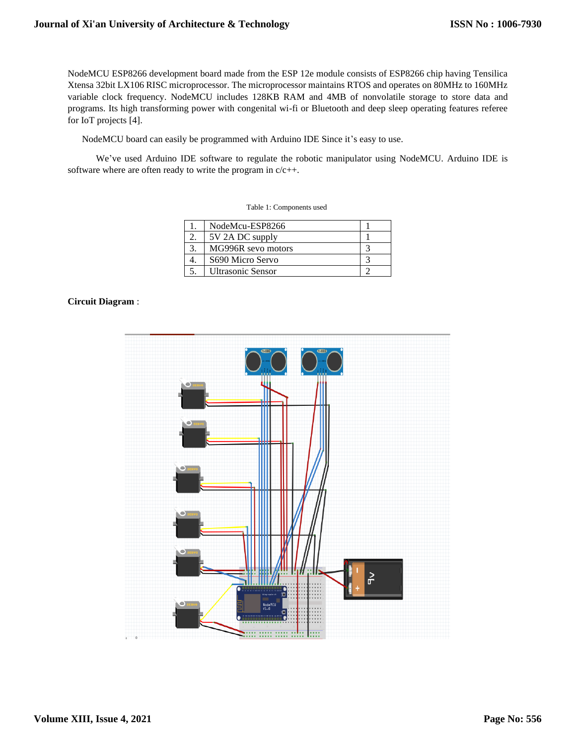NodeMCU ESP8266 development board made from the ESP 12e module consists of ESP8266 chip having Tensilica Xtensa 32bit LX106 RISC microprocessor. The microprocessor maintains RTOS and operates on 80MHz to 160MHz variable clock frequency. NodeMCU includes 128KB RAM and 4MB of nonvolatile storage to store data and programs. Its high transforming power with congenital wi-fi or Bluetooth and deep sleep operating features referee for IoT projects [4].

NodeMCU board can easily be programmed with Arduino IDE Since it's easy to use.

We've used Arduino IDE software to regulate the robotic manipulator using NodeMCU. Arduino IDE is software where are often ready to write the program in c/c++.

Table 1: Components used

| | | |
|---|---|---|
| 1. | NodeMcu-ESP8266 | 1 |
| 2. | 5V 2A DC supply | 1 |
| 3. | MG996R sevo motors | 3 |
| 4. | S690 Micro Servo | 3 |
| 5. | Ultrasonic Sensor | 2 |

**Circuit Diagram** :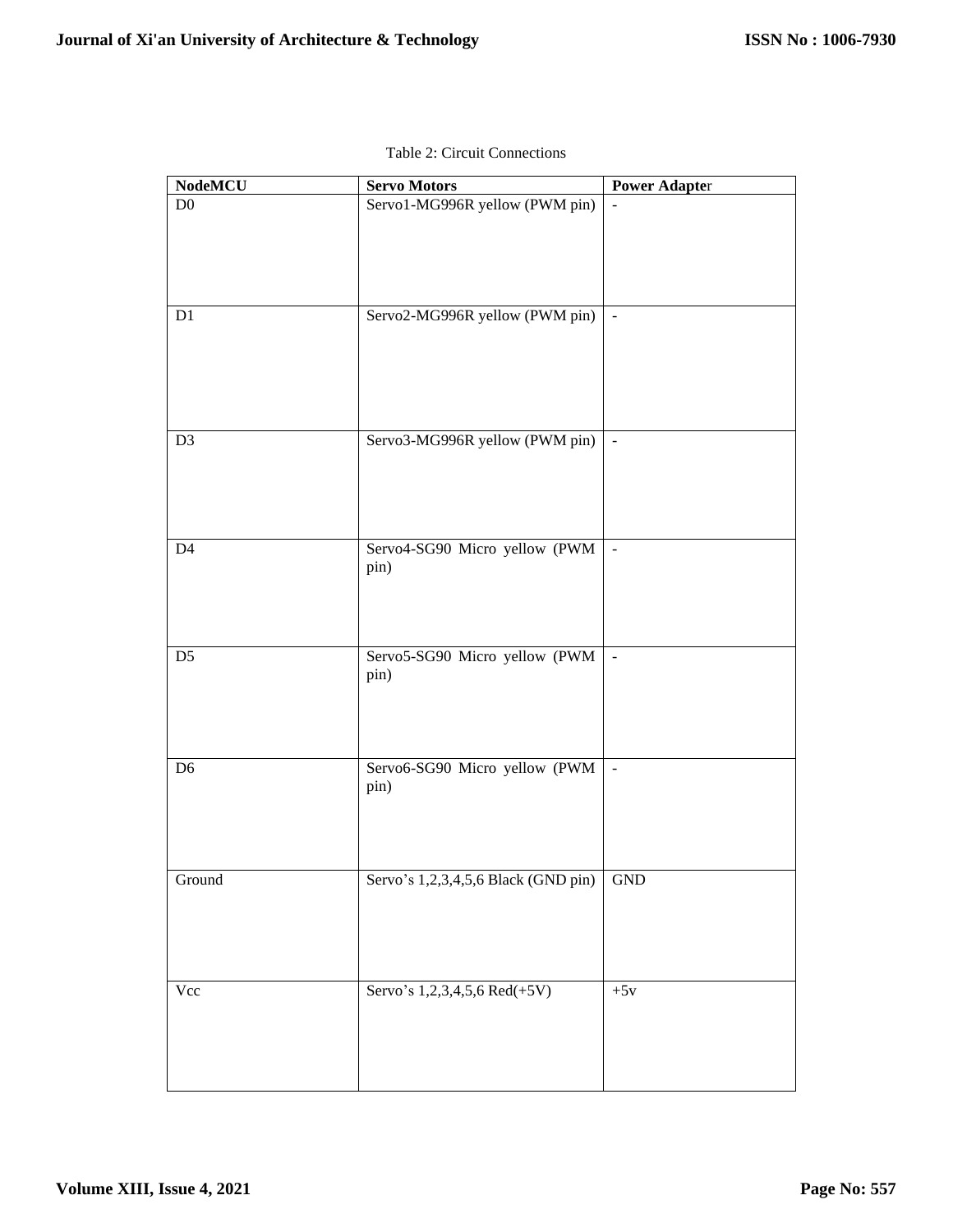Table 2: Circuit Connections

| NodeMCU | Servo Motors | Power Adapter |
| --- | --- | --- |
| D0 | Servo1-MG996R yellow (PWM pin) | - |
| D1 | Servo2-MG996R yellow (PWM pin) | - |
| D3 | Servo3-MG996R yellow (PWM pin) | - |
| D4 | Servo4-SG90 Micro yellow (PWM pin) | - |
| D5 | Servo5-SG90 Micro yellow (PWM pin) | - |
| D6 | Servo6-SG90 Micro yellow (PWM pin) | - |
| Ground | Servo's 1,2,3,4,5,6 Black (GND pin) | GND |
| Vcc | Servo's 1,2,3,4,5,6 Red(+5V) | +5v |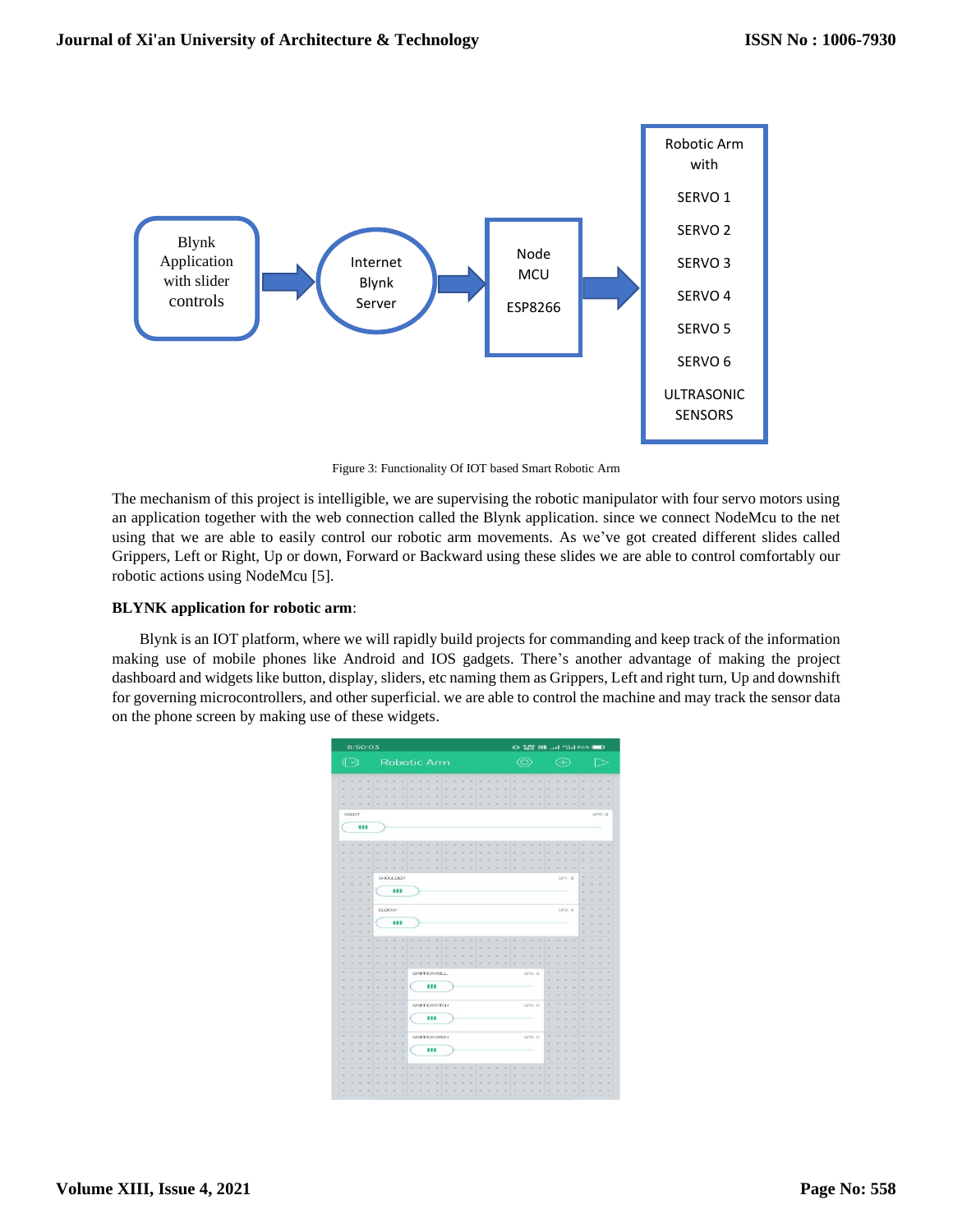Blynk Application with slider controls

Internet Blynk Server

Node MCU ESP8266

Robotic Arm with SERVO 1 SERVO 2 SERVO 3 SERVO 4 SERVO 5 SERVO 6 ULTRASONIC SENSORS

Figure 3: Functionality Of IOT based Smart Robotic Arm

The mechanism of this project is intelligible, we are supervising the robotic manipulator with four servo motors using an application together with the web connection called the Blynk application. since we connect NodeMcu to the net using that we are able to easily control our robotic arm movements. As we've got created different slides called Grippers, Left or Right, Up or down, Forward or Backward using these slides we are able to control comfortably our robotic actions using NodeMcu [5].

**BLYNK application for robotic arm**:

Blynk is an IOT platform, where we will rapidly build projects for commanding and keep track of the information making use of mobile phones like Android and IOS gadgets. There's another advantage of making the project dashboard and widgets like button, display, sliders, etc naming them as Grippers, Left and right turn, Up and downshift for governing microcontrollers, and other superficial. we are able to control the machine and may track the sensor data on the phone screen by making use of these widgets.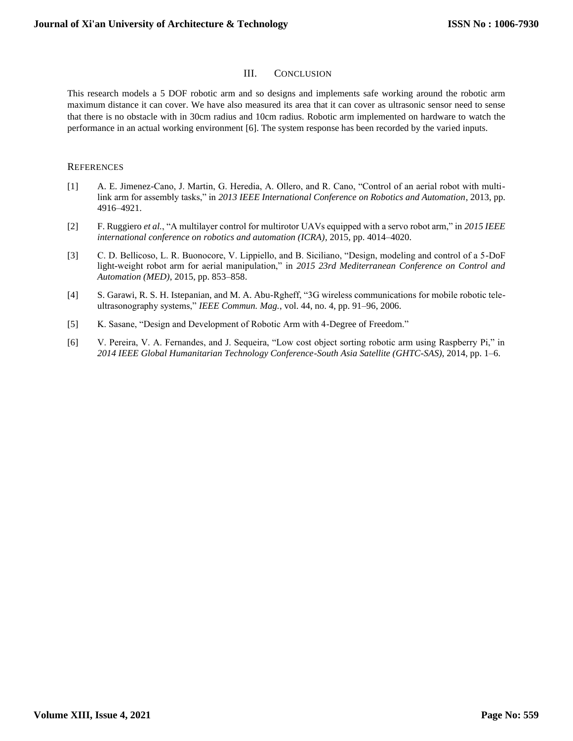## III. CONCLUSION

This research models a 5 DOF robotic arm and so designs and implements safe working around the robotic arm maximum distance it can cover. We have also measured its area that it can cover as ultrasonic sensor need to sense that there is no obstacle with in 30cm radius and 10cm radius. Robotic arm implemented on hardware to watch the performance in an actual working environment [6]. The system response has been recorded by the varied inputs.

## REFERENCES

[1] A. E. Jimenez-Cano, J. Martin, G. Heredia, A. Ollero, and R. Cano, "Control of an aerial robot with multi-link arm for assembly tasks," in *2013 IEEE International Conference on Robotics and Automation*, 2013, pp. 4916–4921.

[2] F. Ruggiero *et al.*, "A multilayer control for multirotor UAVs equipped with a servo robot arm," in *2015 IEEE international conference on robotics and automation (ICRA)*, 2015, pp. 4014–4020.

[3] C. D. Bellicoso, L. R. Buonocore, V. Lippiello, and B. Siciliano, "Design, modeling and control of a 5-DoF light-weight robot arm for aerial manipulation," in *2015 23rd Mediterranean Conference on Control and Automation (MED)*, 2015, pp. 853–858.

[4] S. Garawi, R. S. H. Istepanian, and M. A. Abu-Rgheff, "3G wireless communications for mobile robotic tele-ultrasonography systems," *IEEE Commun. Mag.*, vol. 44, no. 4, pp. 91–96, 2006.

[5] K. Sasane, "Design and Development of Robotic Arm with 4-Degree of Freedom."

[6] V. Pereira, V. A. Fernandes, and J. Sequeira, "Low cost object sorting robotic arm using Raspberry Pi," in *2014 IEEE Global Humanitarian Technology Conference-South Asia Satellite (GHTC-SAS)*, 2014, pp. 1–6.